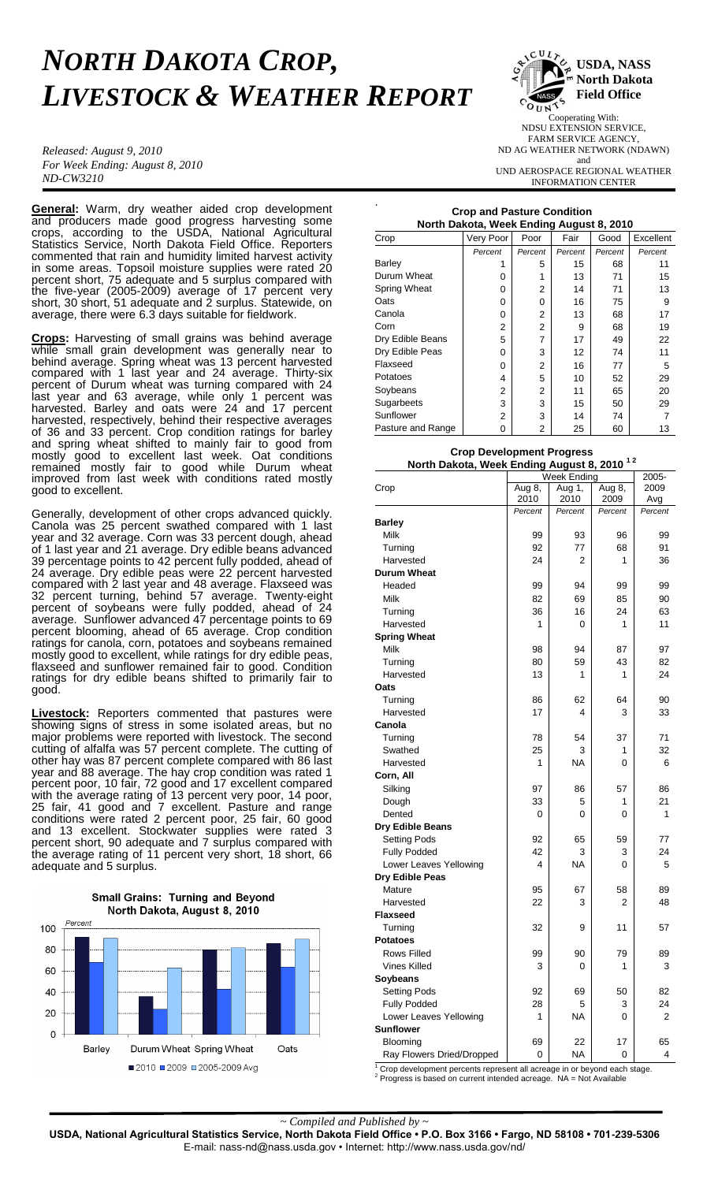# *NORTH DAKOTA CROP, LIVESTOCK & WEATHER REPORT*

**USDA, NASS North Dakota Field Office**

*Released: August 9, 2010*
*For Week Ending: August 8, 2010*
*ND-CW3210*

Cooperating With:
NDSU EXTENSION SERVICE,
FARM SERVICE AGENCY,
ND AG WEATHER NETWORK (NDAWN)
and
UND AEROSPACE REGIONAL WEATHER INFORMATION CENTER

**General:** Warm, dry weather aided crop development and producers made good progress harvesting some crops, according to the USDA, National Agricultural Statistics Service, North Dakota Field Office. Reporters commented that rain and humidity limited harvest activity in some areas. Topsoil moisture supplies were rated 20 percent short, 75 adequate and 5 surplus compared with the five-year (2005-2009) average of 17 percent very short, 30 short, 51 adequate and 2 surplus. Statewide, on average, there were 6.3 days suitable for fieldwork.

**Crops:** Harvesting of small grains was behind average while small grain development was generally near to behind average. Spring wheat was 13 percent harvested compared with 1 last year and 24 average. Thirty-six percent of Durum wheat was turning compared with 24 last year and 63 average, while only 1 percent was harvested. Barley and oats were 24 and 17 percent harvested, respectively, behind their respective averages of 36 and 33 percent. Crop condition ratings for barley and spring wheat shifted to mainly fair to good from mostly good to excellent last week. Oat conditions remained mostly fair to good while Durum wheat improved from last week with conditions rated mostly good to excellent.

Generally, development of other crops advanced quickly. Canola was 25 percent swathed compared with 1 last year and 32 average. Corn was 33 percent dough, ahead of 1 last year and 21 average. Dry edible beans advanced 39 percentage points to 42 percent fully podded, ahead of 24 average. Dry edible peas were 22 percent harvested compared with 2 last year and 48 average. Flaxseed was 32 percent turning, behind 57 average. Twenty-eight percent of soybeans were fully podded, ahead of 24 average. Sunflower advanced 47 percentage points to 69 percent blooming, ahead of 65 average. Crop condition ratings for canola, corn, potatoes and soybeans remained mostly good to excellent, while ratings for dry edible peas, flaxseed and sunflower remained fair to good. Condition ratings for dry edible beans shifted to primarily fair to good.

**Livestock:** Reporters commented that pastures were showing signs of stress in some isolated areas, but no major problems were reported with livestock. The second cutting of alfalfa was 57 percent complete. The cutting of other hay was 87 percent complete compared with 86 last year and 88 average. The hay crop condition was rated 1 percent poor, 10 fair, 72 good and 17 excellent compared with the average rating of 13 percent very poor, 14 poor, 25 fair, 41 good and 7 excellent. Pasture and range conditions were rated 2 percent poor, 25 fair, 60 good and 13 excellent. Stockwater supplies were rated 3 percent short, 90 adequate and 7 surplus compared with the average rating of 11 percent very short, 18 short, 66 adequate and 5 surplus.

**Small Grains: Turning and Beyond**
**North Dakota, August 8, 2010**

| | 2010 | 2009 | 2005-2009 Avg |
|---|---|---|---|
| Barley | | | |
| Durum Wheat | | | |
| Spring Wheat | | | |
| Oats | | | |

**Crop and Pasture Condition**
**North Dakota, Week Ending August 8, 2010**

| Crop | Very Poor | Poor | Fair | Good | Excellent |
|---|---|---|---|---|---|
| | *Percent* | *Percent* | *Percent* | *Percent* | *Percent* |
| Barley | 1 | 5 | 15 | 68 | 11 |
| Durum Wheat | 0 | 1 | 13 | 71 | 15 |
| Spring Wheat | 0 | 2 | 14 | 71 | 13 |
| Oats | 0 | 0 | 16 | 75 | 9 |
| Canola | 0 | 2 | 13 | 68 | 17 |
| Corn | 2 | 2 | 9 | 68 | 19 |
| Dry Edible Beans | 5 | 7 | 17 | 49 | 22 |
| Dry Edible Peas | 0 | 3 | 12 | 74 | 11 |
| Flaxseed | 0 | 2 | 16 | 77 | 5 |
| Potatoes | 4 | 5 | 10 | 52 | 29 |
| Soybeans | 2 | 2 | 11 | 65 | 20 |
| Sugarbeets | 3 | 3 | 15 | 50 | 29 |
| Sunflower | 2 | 3 | 14 | 74 | 7 |
| Pasture and Range | 0 | 2 | 25 | 60 | 13 |

**Crop Development Progress**
**North Dakota, Week Ending August 8, 2010 [1 2]**

| Crop | Week Ending | | | 2005-2009 Avg |
|---|---|---|---|---|
| | Aug 8, 2010 | Aug 1, 2010 | Aug 8, 2009 | |
| | *Percent* | *Percent* | *Percent* | *Percent* |
| **Barley** | | | | |
| Milk | 99 | 93 | 96 | 99 |
| Turning | 92 | 77 | 68 | 91 |
| Harvested | 24 | 2 | 1 | 36 |
| **Durum Wheat** | | | | |
| Headed | 99 | 94 | 99 | 99 |
| Milk | 82 | 69 | 85 | 90 |
| Turning | 36 | 16 | 24 | 63 |
| Harvested | 1 | 0 | 1 | 11 |
| **Spring Wheat** | | | | |
| Milk | 98 | 94 | 87 | 97 |
| Turning | 80 | 59 | 43 | 82 |
| Harvested | 13 | 1 | 1 | 24 |
| **Oats** | | | | |
| Turning | 86 | 62 | 64 | 90 |
| Harvested | 17 | 4 | 3 | 33 |
| **Canola** | | | | |
| Turning | 78 | 54 | 37 | 71 |
| Swathed | 25 | 3 | 1 | 32 |
| Harvested | 1 | NA | 0 | 6 |
| **Corn, All** | | | | |
| Silking | 97 | 86 | 57 | 86 |
| Dough | 33 | 5 | 1 | 21 |
| Dented | 0 | 0 | 0 | 1 |
| **Dry Edible Beans** | | | | |
| Setting Pods | 92 | 65 | 59 | 77 |
| Fully Podded | 42 | 3 | 3 | 24 |
| Lower Leaves Yellowing | 4 | NA | 0 | 5 |
| **Dry Edible Peas** | | | | |
| Mature | 95 | 67 | 58 | 89 |
| Harvested | 22 | 3 | 2 | 48 |
| **Flaxseed** | | | | |
| Turning | 32 | 9 | 11 | 57 |
| **Potatoes** | | | | |
| Rows Filled | 99 | 90 | 79 | 89 |
| Vines Killed | 3 | 0 | 1 | 3 |
| **Soybeans** | | | | |
| Setting Pods | 92 | 69 | 50 | 82 |
| Fully Podded | 28 | 5 | 3 | 24 |
| Lower Leaves Yellowing | 1 | NA | 0 | 2 |
| **Sunflower** | | | | |
| Blooming | 69 | 22 | 17 | 65 |
| Ray Flowers Dried/Dropped | 0 | NA | 0 | 4 |

[1] Crop development percents represent all acreage in or beyond each stage.
[2] Progress is based on current intended acreage. NA = Not Available

*~ Compiled and Published by ~*

**USDA, National Agricultural Statistics Service, North Dakota Field Office • P.O. Box 3166 • Fargo, ND 58108 • 701-239-5306**
E-mail: nass-nd@nass.usda.gov • Internet: http://www.nass.usda.gov/nd/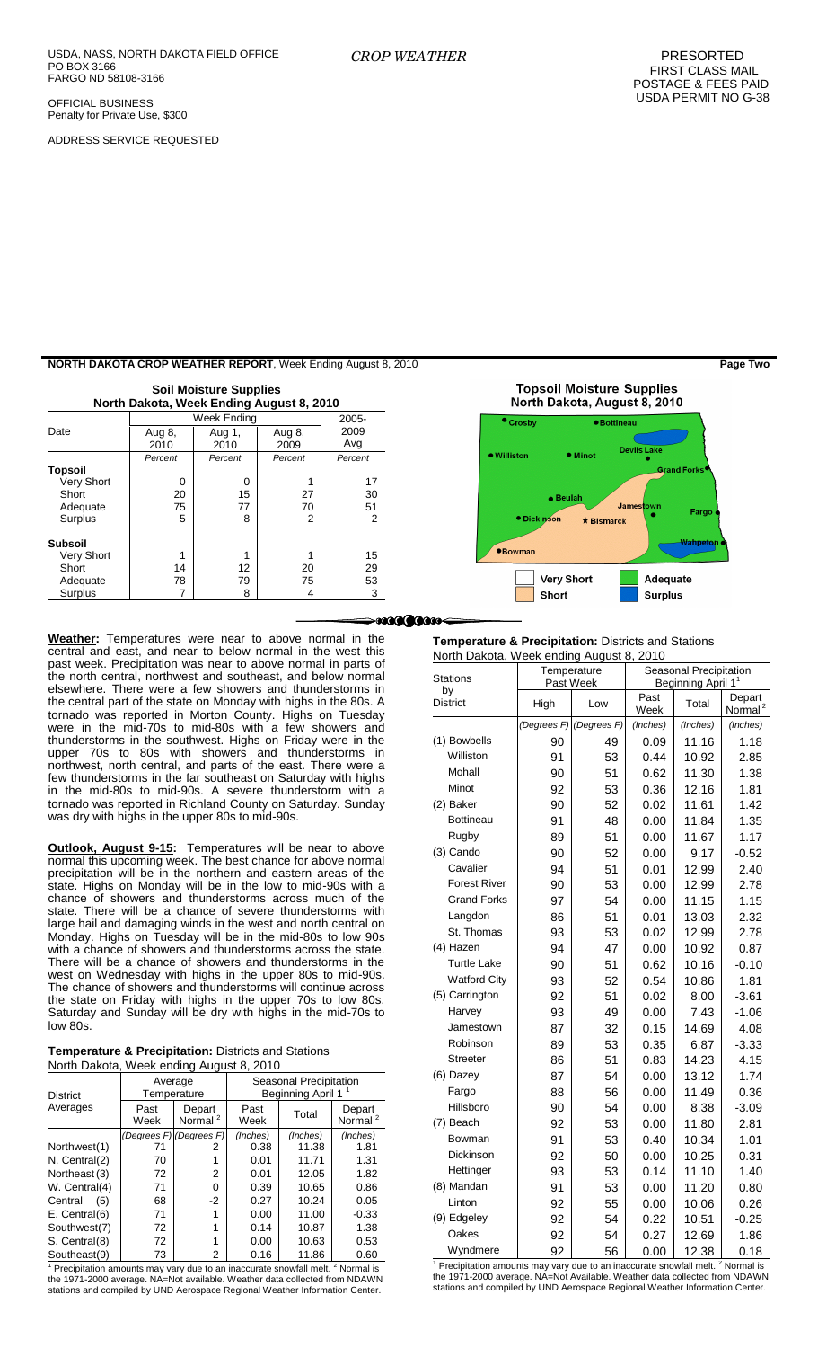USDA, NASS, NORTH DAKOTA FIELD OFFICE
PO BOX 3166
FARGO ND 58108-3166

OFFICIAL BUSINESS
Penalty for Private Use, $300

ADDRESS SERVICE REQUESTED

*CROP WEATHER*

PRESORTED
FIRST CLASS MAIL
POSTAGE & FEES PAID
USDA PERMIT NO G-38

**NORTH DAKOTA CROP WEATHER REPORT**, Week Ending August 8, 2010

**Soil Moisture Supplies**
**North Dakota, Week Ending August 8, 2010**

| Date | Aug 8, 2010 | Aug 1, 2010 | Aug 8, 2009 | 2005-2009 Avg |
|---|---|---|---|---|
| | Percent | Percent | Percent | Percent |
| **Topsoil** | | | | |
| Very Short | 0 | 0 | 1 | 17 |
| Short | 20 | 15 | 27 | 30 |
| Adequate | 75 | 77 | 70 | 51 |
| Surplus | 5 | 8 | 2 | 2 |
| **Subsoil** | | | | |
| Very Short | 1 | 1 | 1 | 15 |
| Short | 14 | 12 | 20 | 29 |
| Adequate | 78 | 79 | 75 | 53 |
| Surplus | 7 | 8 | 4 | 3 |

**Topsoil Moisture Supplies**
**North Dakota, August 8, 2010**

Crosby
Bottineau
Williston
Minot
Devils Lake
Grand Forks
Beulah
Jamestown
Fargo
Dickinson
Bismarck
Bowman
Wahpeton
Very Short
Short
Adequate
Surplus

**Weather:** Temperatures were near to above normal in the central and east, and near to below normal in the west this past week. Precipitation was near to above normal in parts of the north central, northwest and southeast, and below normal elsewhere. There were a few showers and thunderstorms in the central part of the state on Monday with highs in the 80s. A tornado was reported in Morton County. Highs on Tuesday were in the mid-70s to mid-80s with a few showers and thunderstorms in the southwest. Highs on Friday were in the upper 70s to 80s with showers and thunderstorms in northwest, north central, and parts of the east. There were a few thunderstorms in the far southeast on Saturday with highs in the mid-80s to mid-90s. A severe thunderstorm with a tornado was reported in Richland County on Saturday. Sunday was dry with highs in the upper 80s to mid-90s.

**Outlook, August 9-15:** Temperatures will be near to above normal this upcoming week. The best chance for above normal precipitation will be in the northern and eastern areas of the state. Highs on Monday will be in the low to mid-90s with a chance of showers and thunderstorms across much of the state. There will be a chance of severe thunderstorms with large hail and damaging winds in the west and north central on Monday. Highs on Tuesday will be in the mid-80s to low 90s with a chance of showers and thunderstorms across the state. There will be a chance of showers and thunderstorms in the west on Wednesday with highs in the upper 80s to mid-90s. The chance of showers and thunderstorms will continue across the state on Friday with highs in the upper 70s to low 80s. Saturday and Sunday will be dry with highs in the mid-70s to low 80s.

**Temperature & Precipitation:** Districts and Stations
North Dakota, Week ending August 8, 2010

| District Averages | Average Temperature | | Seasonal Precipitation Beginning April 1 [1] | | |
|---|---|---|---|---|---|
| | Past Week | Depart Normal [2] | Past Week | Total | Depart Normal [2] |
| | (Degrees F) | (Degrees F) | (Inches) | (Inches) | (Inches) |
| Northwest(1) | 71 | 2 | 0.38 | 11.38 | 1.81 |
| N. Central(2) | 70 | 1 | 0.01 | 11.71 | 1.31 |
| Northeast(3) | 72 | 2 | 0.01 | 12.05 | 1.82 |
| W. Central(4) | 71 | 0 | 0.39 | 10.65 | 0.86 |
| Central (5) | 68 | -2 | 0.27 | 10.24 | 0.05 |
| E. Central(6) | 71 | 1 | 0.00 | 11.00 | -0.33 |
| Southwest(7) | 72 | 1 | 0.14 | 10.87 | 1.38 |
| S. Central(8) | 72 | 1 | 0.00 | 10.63 | 0.53 |
| Southeast(9) | 73 | 2 | 0.16 | 11.86 | 0.60 |

[1] Precipitation amounts may vary due to an inaccurate snowfall melt. [2] Normal is the 1971-2000 average. NA=Not available. Weather data collected from NDAWN stations and compiled by UND Aerospace Regional Weather Information Center.

**Temperature & Precipitation:** Districts and Stations
North Dakota, Week ending August 8, 2010

| Stations by District | Temperature Past Week | | Seasonal Precipitation Beginning April 1 [1] | | |
|---|---|---|---|---|---|
| | High | Low | Past Week | Total | Depart Normal [2] |
| | (Degrees F) | (Degrees F) | (Inches) | (Inches) | (Inches) |
| (1) Bowbells | 90 | 49 | 0.09 | 11.16 | 1.18 |
| Williston | 91 | 53 | 0.44 | 10.92 | 2.85 |
| Mohall | 90 | 51 | 0.62 | 11.30 | 1.38 |
| Minot | 92 | 53 | 0.36 | 12.16 | 1.81 |
| (2) Baker | 90 | 52 | 0.02 | 11.61 | 1.42 |
| Bottineau | 91 | 48 | 0.00 | 11.84 | 1.35 |
| Rugby | 89 | 51 | 0.00 | 11.67 | 1.17 |
| (3) Cando | 90 | 52 | 0.00 | 9.17 | -0.52 |
| Cavalier | 94 | 51 | 0.01 | 12.99 | 2.40 |
| Forest River | 90 | 53 | 0.00 | 12.99 | 2.78 |
| Grand Forks | 97 | 54 | 0.00 | 11.15 | 1.15 |
| Langdon | 86 | 51 | 0.01 | 13.03 | 2.32 |
| St. Thomas | 93 | 53 | 0.02 | 12.99 | 2.78 |
| (4) Hazen | 94 | 47 | 0.00 | 10.92 | 0.87 |
| Turtle Lake | 90 | 51 | 0.62 | 10.16 | -0.10 |
| Watford City | 93 | 52 | 0.54 | 10.86 | 1.81 |
| (5) Carrington | 92 | 51 | 0.02 | 8.00 | -3.61 |
| Harvey | 93 | 49 | 0.00 | 7.43 | -1.06 |
| Jamestown | 87 | 32 | 0.15 | 14.69 | 4.08 |
| Robinson | 89 | 53 | 0.35 | 6.87 | -3.33 |
| Streeter | 86 | 51 | 0.83 | 14.23 | 4.15 |
| (6) Dazey | 87 | 54 | 0.00 | 13.12 | 1.74 |
| Fargo | 88 | 56 | 0.00 | 11.49 | 0.36 |
| Hillsboro | 90 | 54 | 0.00 | 8.38 | -3.09 |
| (7) Beach | 92 | 53 | 0.00 | 11.80 | 2.81 |
| Bowman | 91 | 53 | 0.40 | 10.34 | 1.01 |
| Dickinson | 92 | 50 | 0.00 | 10.25 | 0.31 |
| Hettinger | 93 | 53 | 0.14 | 11.10 | 1.40 |
| (8) Mandan | 91 | 53 | 0.00 | 11.20 | 0.80 |
| Linton | 92 | 55 | 0.00 | 10.06 | 0.26 |
| (9) Edgeley | 92 | 54 | 0.22 | 10.51 | -0.25 |
| Oakes | 92 | 54 | 0.27 | 12.69 | 1.86 |
| Wyndmere | 92 | 56 | 0.00 | 12.38 | 0.18 |

[1] Precipitation amounts may vary due to an inaccurate snowfall melt. [2] Normal is the 1971-2000 average. NA=Not Available. Weather data collected from NDAWN stations and compiled by UND Aerospace Regional Weather Information Center.